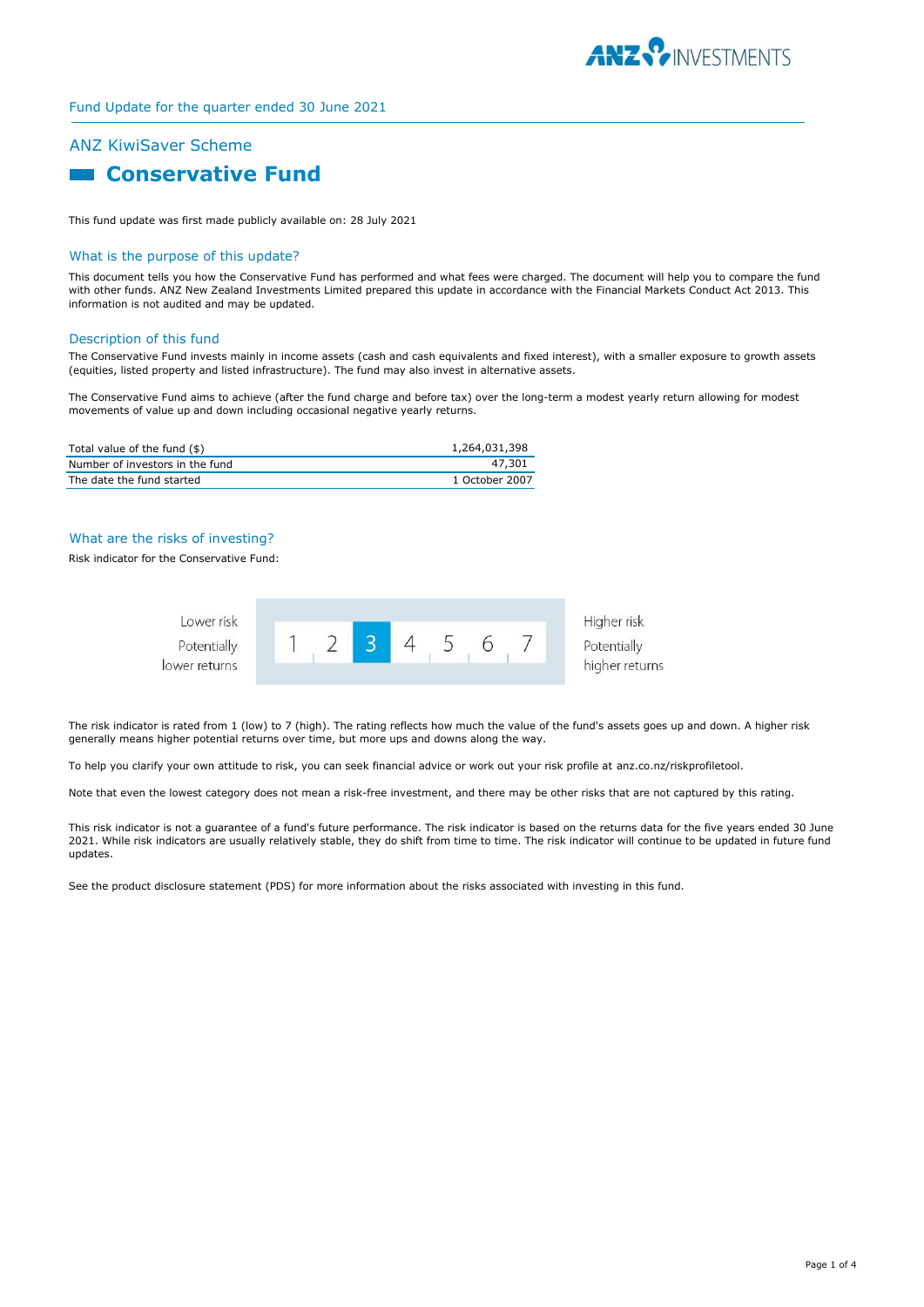Fund Update for the quarter ended 30 June 2021

## ANZ KiwiSaver Scheme

# Conservative Fund

This fund update was first made publicly available on: 28 July 2021

## What is the purpose of this update?

This document tells you how the Conservative Fund has performed and what fees were charged. The document will help you to compare the fund with other funds. ANZ New Zealand Investments Limited prepared this update in accordance with the Financial Markets Conduct Act 2013. This information is not audited and may be updated.

## Description of this fund

The Conservative Fund invests mainly in income assets (cash and cash equivalents and fixed interest), with a smaller exposure to growth assets (equities, listed property and listed infrastructure). The fund may also invest in alternative assets.

The Conservative Fund aims to achieve (after the fund charge and before tax) over the long-term a modest yearly return allowing for modest movements of value up and down including occasional negative yearly returns.

| | |
|---|---|
| Total value of the fund ($) | 1,264,031,398 |
| Number of investors in the fund | 47,301 |
| The date the fund started | 1 October 2007 |

## What are the risks of investing?

Risk indicator for the Conservative Fund:

| Lower risk<br>Potentially lower returns | 1 | 2 | **3** | 4 | 5 | 6 | 7 | Higher risk<br>Potentially higher returns |
|---|---|---|---|---|---|---|---|---|

The risk indicator is rated from 1 (low) to 7 (high). The rating reflects how much the value of the fund's assets goes up and down. A higher risk generally means higher potential returns over time, but more ups and downs along the way.

To help you clarify your own attitude to risk, you can seek financial advice or work out your risk profile at anz.co.nz/riskprofiletool.

Note that even the lowest category does not mean a risk-free investment, and there may be other risks that are not captured by this rating.

This risk indicator is not a guarantee of a fund's future performance. The risk indicator is based on the returns data for the five years ended 30 June 2021. While risk indicators are usually relatively stable, they do shift from time to time. The risk indicator will continue to be updated in future fund updates.

See the product disclosure statement (PDS) for more information about the risks associated with investing in this fund.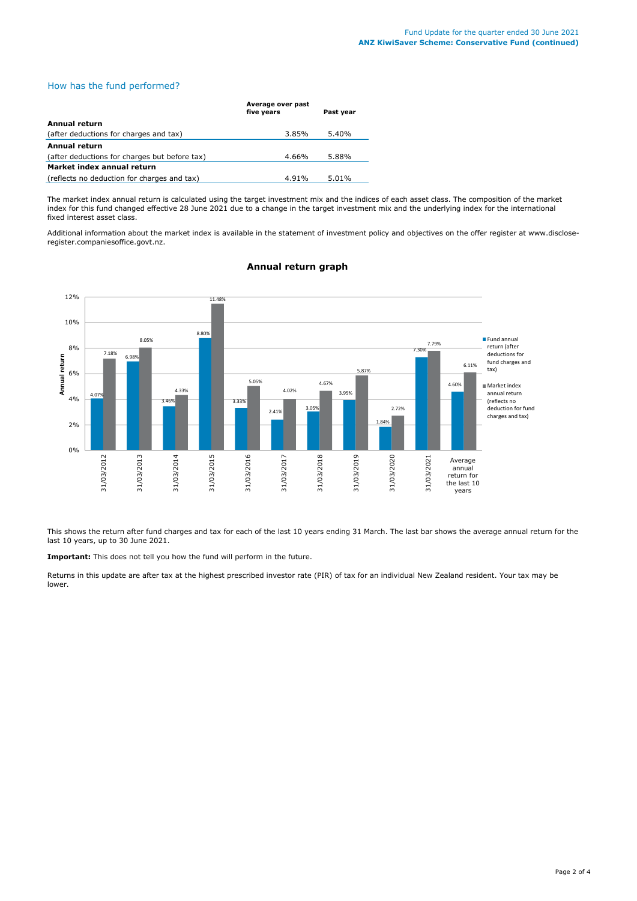## How has the fund performed?

| | Average over past five years | Past year |
|---|---|---|
| **Annual return** | | |
| (after deductions for charges and tax) | 3.85% | 5.40% |
| **Annual return** | | |
| (after deductions for charges but before tax) | 4.66% | 5.88% |
| **Market index annual return** | | |
| (reflects no deduction for charges and tax) | 4.91% | 5.01% |

The market index annual return is calculated using the target investment mix and the indices of each asset class. The composition of the market index for this fund changed effective 28 June 2021 due to a change in the target investment mix and the underlying index for the international fixed interest asset class.

Additional information about the market index is available in the statement of investment policy and objectives on the offer register at www.disclose-register.companiesoffice.govt.nz.

### Annual return graph

| | Fund annual return (after deductions for fund charges and tax) | Market index annual return (reflects no deduction for fund charges and tax) |
|---|---|---|
| 31/03/2012 | 4.07% | 7.18% |
| 31/03/2013 | 6.98% | 8.05% |
| 31/03/2014 | 3.46% | 4.33% |
| 31/03/2015 | 8.80% | 11.48% |
| 31/03/2016 | 3.33% | 5.05% |
| 31/03/2017 | 2.41% | 4.02% |
| 31/03/2018 | 3.05% | 4.67% |
| 31/03/2019 | 3.95% | 5.87% |
| 31/03/2020 | 1.84% | 2.72% |
| 31/03/2021 | 7.30% | 7.79% |
| Average annual return for the last 10 years | 4.60% | 6.11% |

This shows the return after fund charges and tax for each of the last 10 years ending 31 March. The last bar shows the average annual return for the last 10 years, up to 30 June 2021.

**Important:** This does not tell you how the fund will perform in the future.

Returns in this update are after tax at the highest prescribed investor rate (PIR) of tax for an individual New Zealand resident. Your tax may be lower.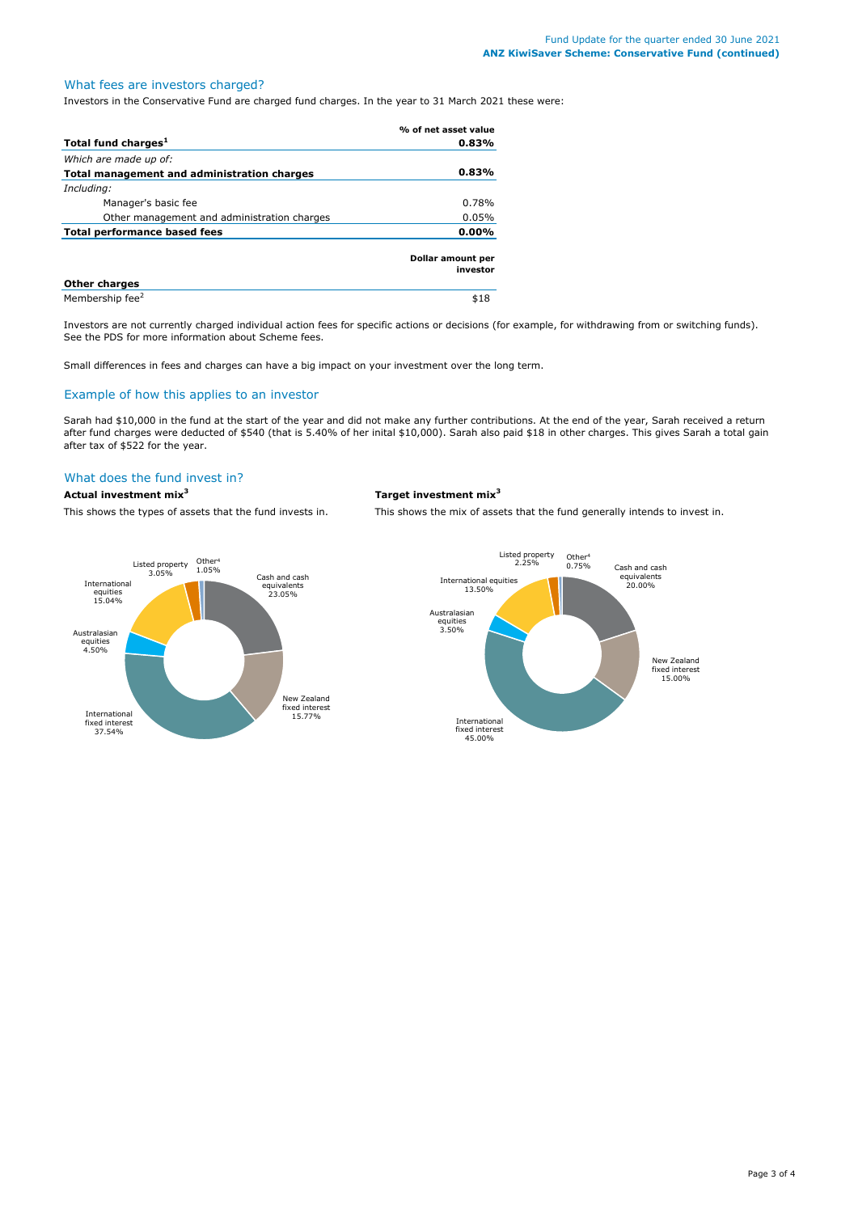## What fees are investors charged?

Investors in the Conservative Fund are charged fund charges. In the year to 31 March 2021 these were:

| | % of net asset value |
|---|---|
| **Total fund charges[1]** | **0.83%** |
| *Which are made up of:* | |
| **Total management and administration charges** | **0.83%** |
| *Including:* | |
| Manager's basic fee | 0.78% |
| Other management and administration charges | 0.05% |
| **Total performance based fees** | **0.00%** |

| | Dollar amount per investor |
|---|---|
| **Other charges** | |
| Membership fee[2] | $18 |

Investors are not currently charged individual action fees for specific actions or decisions (for example, for withdrawing from or switching funds). See the PDS for more information about Scheme fees.

Small differences in fees and charges can have a big impact on your investment over the long term.

## Example of how this applies to an investor

Sarah had $10,000 in the fund at the start of the year and did not make any further contributions. At the end of the year, Sarah received a return after fund charges were deducted of $540 (that is 5.40% of her inital $10,000). Sarah also paid $18 in other charges. This gives Sarah a total gain after tax of $522 for the year.

## What does the fund invest in?

### Actual investment mix[3]

This shows the types of assets that the fund invests in.

| Asset type | % |
|---|---|
| Cash and cash equivalents | 23.05% |
| New Zealand fixed interest | 15.77% |
| International fixed interest | 37.54% |
| Australasian equities | 4.50% |
| International equities | 15.04% |
| Listed property | 3.05% |
| Other[4] | 1.05% |

### Target investment mix[3]

This shows the mix of assets that the fund generally intends to invest in.

| Asset type | % |
|---|---|
| Cash and cash equivalents | 20.00% |
| New Zealand fixed interest | 15.00% |
| International fixed interest | 45.00% |
| Australasian equities | 3.50% |
| International equities | 13.50% |
| Listed property | 2.25% |
| Other[4] | 0.75% |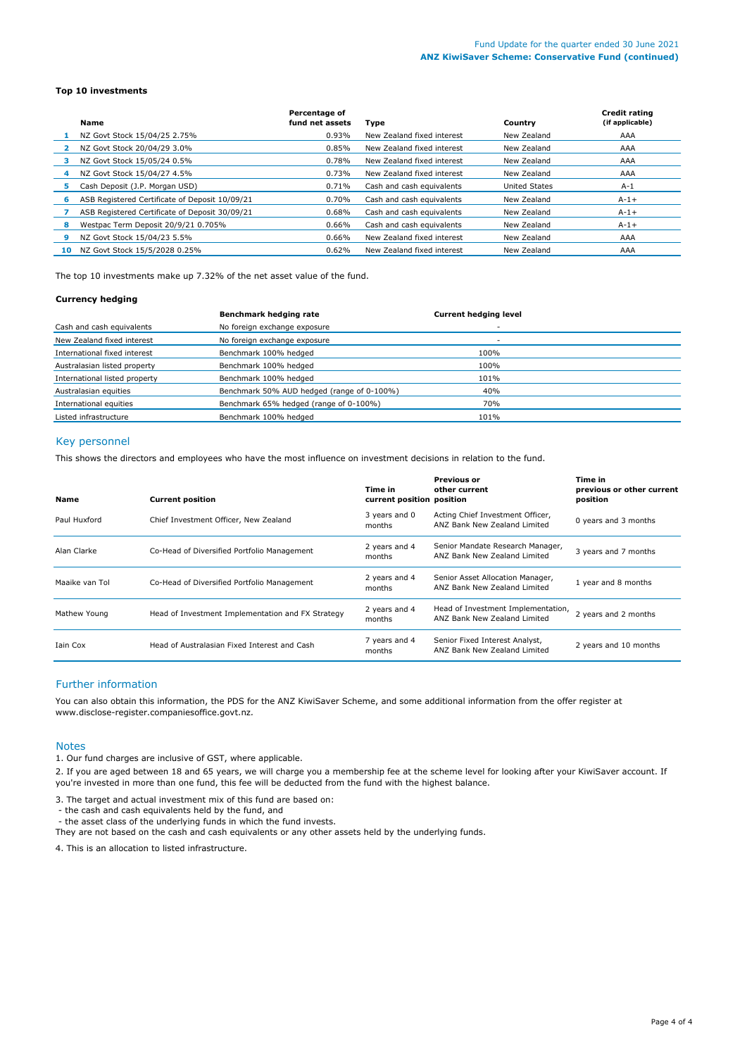### Top 10 investments

| | Name | Percentage of fund net assets | Type | Country | Credit rating (if applicable) |
|---|---|---|---|---|---|
| 1 | NZ Govt Stock 15/04/25 2.75% | 0.93% | New Zealand fixed interest | New Zealand | AAA |
| 2 | NZ Govt Stock 20/04/29 3.0% | 0.85% | New Zealand fixed interest | New Zealand | AAA |
| 3 | NZ Govt Stock 15/05/24 0.5% | 0.78% | New Zealand fixed interest | New Zealand | AAA |
| 4 | NZ Govt Stock 15/04/27 4.5% | 0.73% | New Zealand fixed interest | New Zealand | AAA |
| 5 | Cash Deposit (J.P. Morgan USD) | 0.71% | Cash and cash equivalents | United States | A-1 |
| 6 | ASB Registered Certificate of Deposit 10/09/21 | 0.70% | Cash and cash equivalents | New Zealand | A-1+ |
| 7 | ASB Registered Certificate of Deposit 30/09/21 | 0.68% | Cash and cash equivalents | New Zealand | A-1+ |
| 8 | Westpac Term Deposit 20/9/21 0.705% | 0.66% | Cash and cash equivalents | New Zealand | A-1+ |
| 9 | NZ Govt Stock 15/04/23 5.5% | 0.66% | New Zealand fixed interest | New Zealand | AAA |
| 10 | NZ Govt Stock 15/5/2028 0.25% | 0.62% | New Zealand fixed interest | New Zealand | AAA |

The top 10 investments make up 7.32% of the net asset value of the fund.

### Currency hedging

| | Benchmark hedging rate | Current hedging level |
|---|---|---|
| Cash and cash equivalents | No foreign exchange exposure | - |
| New Zealand fixed interest | No foreign exchange exposure | - |
| International fixed interest | Benchmark 100% hedged | 100% |
| Australasian listed property | Benchmark 100% hedged | 100% |
| International listed property | Benchmark 100% hedged | 101% |
| Australasian equities | Benchmark 50% AUD hedged (range of 0-100%) | 40% |
| International equities | Benchmark 65% hedged (range of 0-100%) | 70% |
| Listed infrastructure | Benchmark 100% hedged | 101% |

## Key personnel

This shows the directors and employees who have the most influence on investment decisions in relation to the fund.

| Name | Current position | Time in current position | Previous or other current position | Time in previous or other current position |
|---|---|---|---|---|
| Paul Huxford | Chief Investment Officer, New Zealand | 3 years and 0 months | Acting Chief Investment Officer, ANZ Bank New Zealand Limited | 0 years and 3 months |
| Alan Clarke | Co-Head of Diversified Portfolio Management | 2 years and 4 months | Senior Mandate Research Manager, ANZ Bank New Zealand Limited | 3 years and 7 months |
| Maaike van Tol | Co-Head of Diversified Portfolio Management | 2 years and 4 months | Senior Asset Allocation Manager, ANZ Bank New Zealand Limited | 1 year and 8 months |
| Mathew Young | Head of Investment Implementation and FX Strategy | 2 years and 4 months | Head of Investment Implementation, ANZ Bank New Zealand Limited | 2 years and 2 months |
| Iain Cox | Head of Australasian Fixed Interest and Cash | 7 years and 4 months | Senior Fixed Interest Analyst, ANZ Bank New Zealand Limited | 2 years and 10 months |

## Further information

You can also obtain this information, the PDS for the ANZ KiwiSaver Scheme, and some additional information from the offer register at www.disclose-register.companiesoffice.govt.nz.

## Notes

1. Our fund charges are inclusive of GST, where applicable.

2. If you are aged between 18 and 65 years, we will charge you a membership fee at the scheme level for looking after your KiwiSaver account. If you're invested in more than one fund, this fee will be deducted from the fund with the highest balance.

3. The target and actual investment mix of this fund are based on:
 - the cash and cash equivalents held by the fund, and
 - the asset class of the underlying funds in which the fund invests.
They are not based on the cash and cash equivalents or any other assets held by the underlying funds.

4. This is an allocation to listed infrastructure.